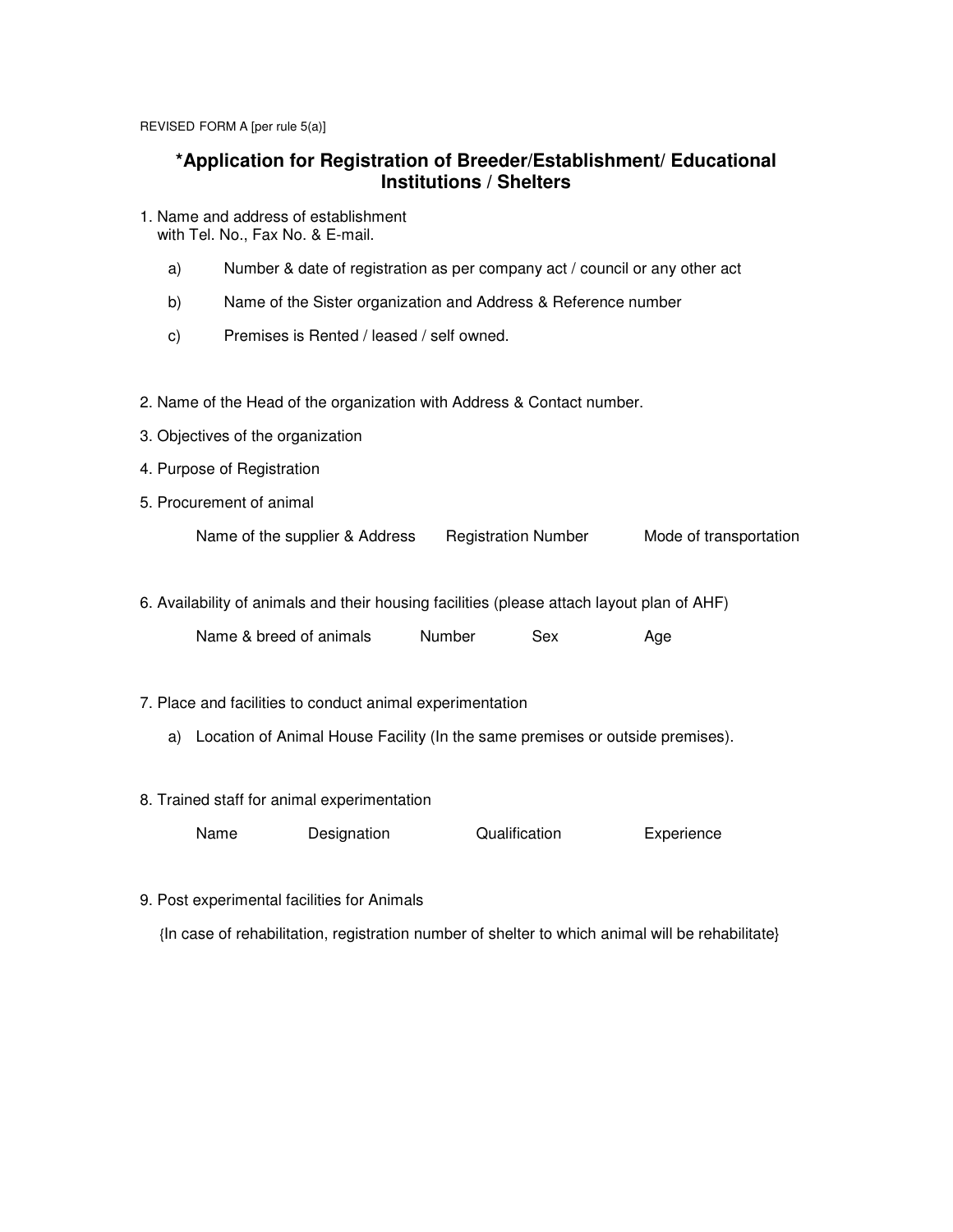REVISED FORM A [per rule 5(a)]

## *Application for Registration of Breeder/Establishment/ Educational Institutions / Shelters

1. Name and address of establishment
   with Tel. No., Fax No. & E-mail.

   a) Number & date of registration as per company act / council or any other act

   b) Name of the Sister organization and Address & Reference number

   c) Premises is Rented / leased / self owned.

2. Name of the Head of the organization with Address & Contact number.

3. Objectives of the organization

4. Purpose of Registration

5. Procurement of animal

| Name of the supplier & Address | Registration Number | Mode of transportation |
|---|---|---|

6. Availability of animals and their housing facilities (please attach layout plan of AHF)

| Name & breed of animals | Number | Sex | Age |
|---|---|---|---|

7. Place and facilities to conduct animal experimentation

   a) Location of Animal House Facility (In the same premises or outside premises).

8. Trained staff for animal experimentation

| Name | Designation | Qualification | Experience |
|---|---|---|---|

9. Post experimental facilities for Animals

   {In case of rehabilitation, registration number of shelter to which animal will be rehabilitate}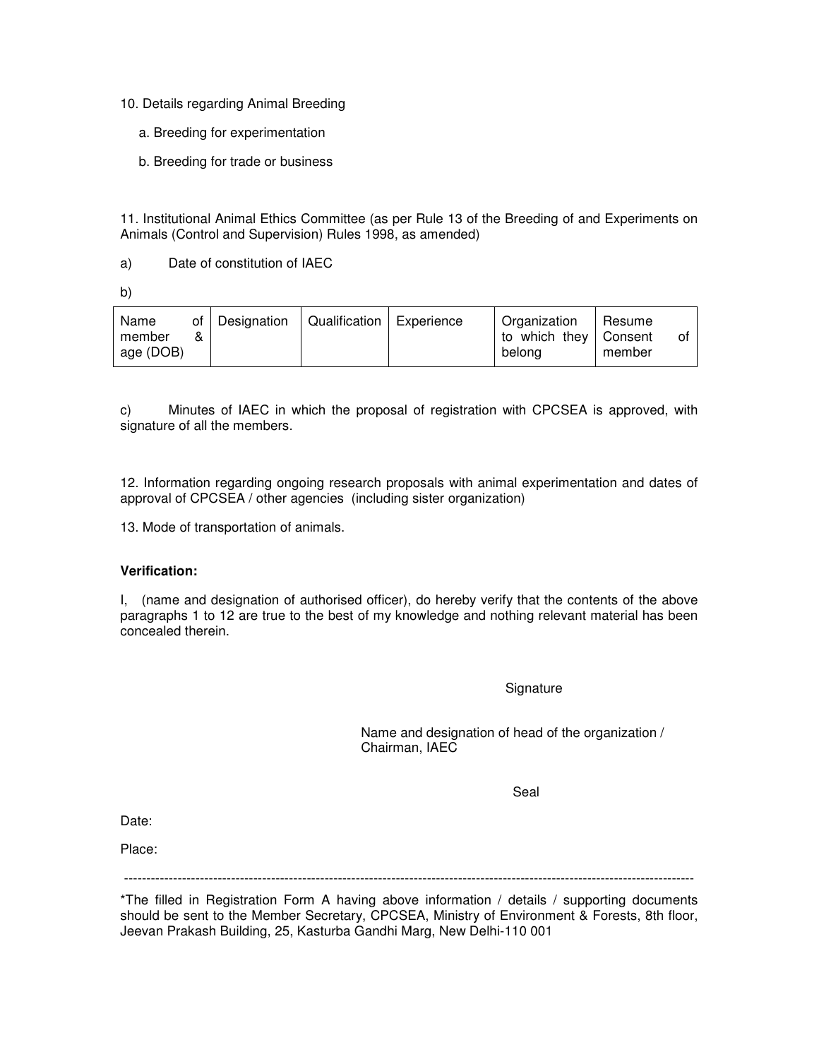10. Details regarding Animal Breeding

a. Breeding for experimentation

b. Breeding for trade or business

11. Institutional Animal Ethics Committee (as per Rule 13 of the Breeding of and Experiments on Animals (Control and Supervision) Rules 1998, as amended)

a) Date of constitution of IAEC

b)

| Name of member & age (DOB) | Designation | Qualification | Experience | Organization to which they belong | Resume Consent of member |
|---|---|---|---|---|---|

c) Minutes of IAEC in which the proposal of registration with CPCSEA is approved, with signature of all the members.

12. Information regarding ongoing research proposals with animal experimentation and dates of approval of CPCSEA / other agencies (including sister organization)

13. Mode of transportation of animals.

**Verification:**

I, (name and designation of authorised officer), do hereby verify that the contents of the above paragraphs 1 to 12 are true to the best of my knowledge and nothing relevant material has been concealed therein.

Signature

Name and designation of head of the organization / Chairman, IAEC

Seal

Date:

Place:

---

*The filled in Registration Form A having above information / details / supporting documents should be sent to the Member Secretary, CPCSEA, Ministry of Environment & Forests, 8th floor, Jeevan Prakash Building, 25, Kasturba Gandhi Marg, New Delhi-110 001